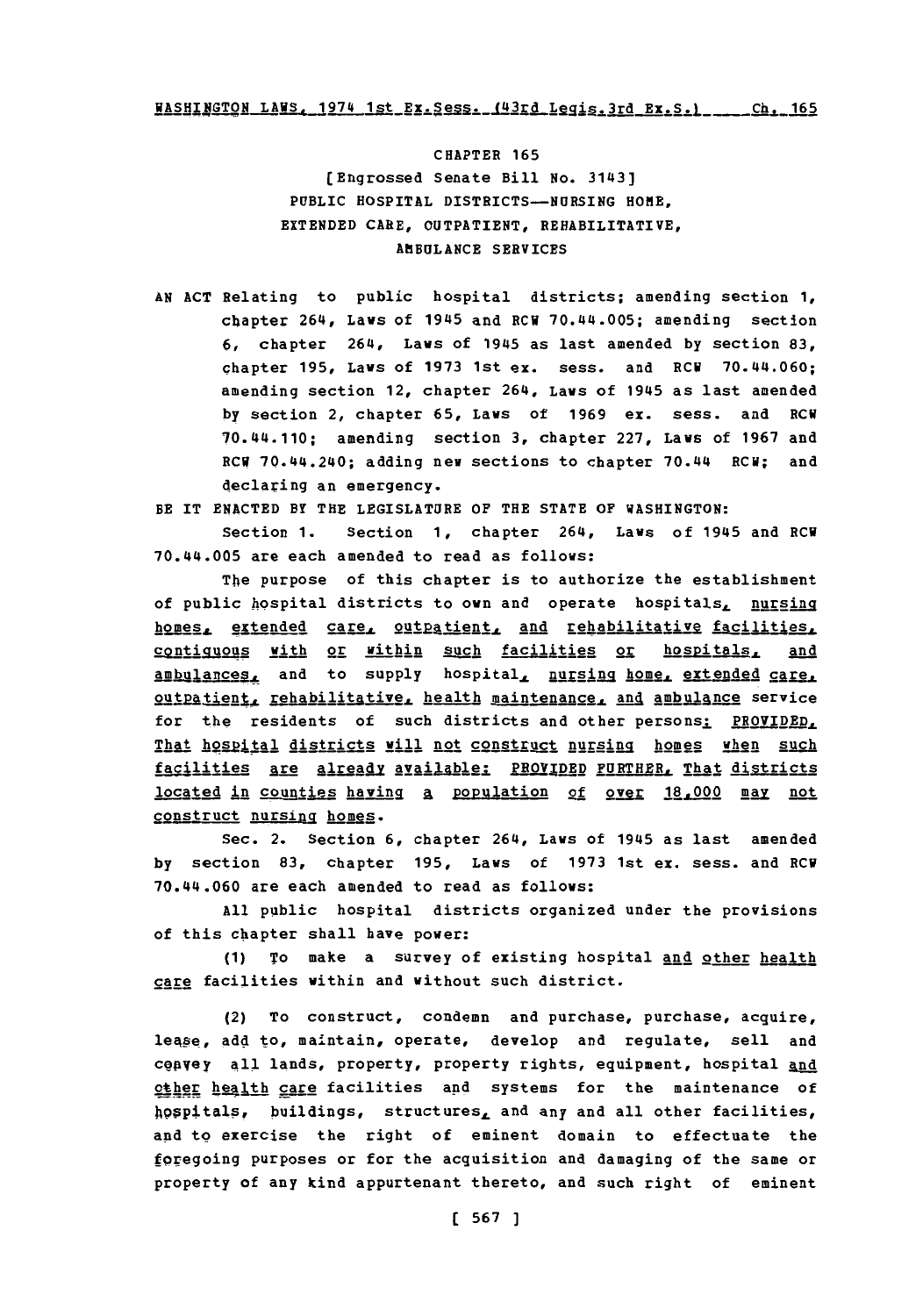CHAPTER 165

[Engrossed Senate Bill No. 3143]

PUBLIC HOSPITAL DISTRICTS—NURSING HOME, EXTENDED CARE, OUTPATIENT, REHABILITATIVE, AMBULANCE SERVICES

AN ACT Relating to public hospital districts; amending section 1, chapter 264, Laws of 1945 and RCW 70.44.005; amending section 6, chapter 264, Laws of 1945 as last amended by section 83, chapter 195, Laws of 1973 1st ex. sess. and RCW 70.44.060; amending section 12, chapter 264, Laws of 1945 as last amended by section 2, chapter 65, Laws of 1969 ex. sess. and RCW 70.44.110; amending section 3, chapter 227, Laws of 1967 and RCW 70.44.240; adding new sections to chapter 70.44 RCW; and declaring an emergency.

BE IT ENACTED BY THE LEGISLATURE OF THE STATE OF WASHINGTON:

Section 1. Section 1, chapter 264, Laws of 1945 and RCW 70.44.005 are each amended to read as follows:

The purpose of this chapter is to authorize the establishment of public hospital districts to own and operate hospitals, nursing homes, extended care, outpatient, and rehabilitative facilities, contiguous with or within such facilities or hospitals, and ambulances, and to supply hospital, nursing home, extended care, outpatient, rehabilitative, health maintenance, and ambulance service for the residents of such districts and other persons: PROVIDED, That hospital districts will not construct nursing homes when such facilities are already available: PROVIDED FURTHER, That districts located in counties having a population of over 18,000 may not construct nursing homes.

Sec. 2. Section 6, chapter 264, Laws of 1945 as last amended by section 83, chapter 195, Laws of 1973 1st ex. sess. and RCW 70.44.060 are each amended to read as follows:

All public hospital districts organized under the provisions of this chapter shall have power:

(1) To make a survey of existing hospital and other health care facilities within and without such district.

(2) To construct, condemn and purchase, purchase, acquire, lease, add to, maintain, operate, develop and regulate, sell and convey all lands, property, property rights, equipment, hospital and other health care facilities and systems for the maintenance of hospitals, buildings, structures, and any and all other facilities, and to exercise the right of eminent domain to effectuate the foregoing purposes or for the acquisition and damaging of the same or property of any kind appurtenant thereto, and such right of eminent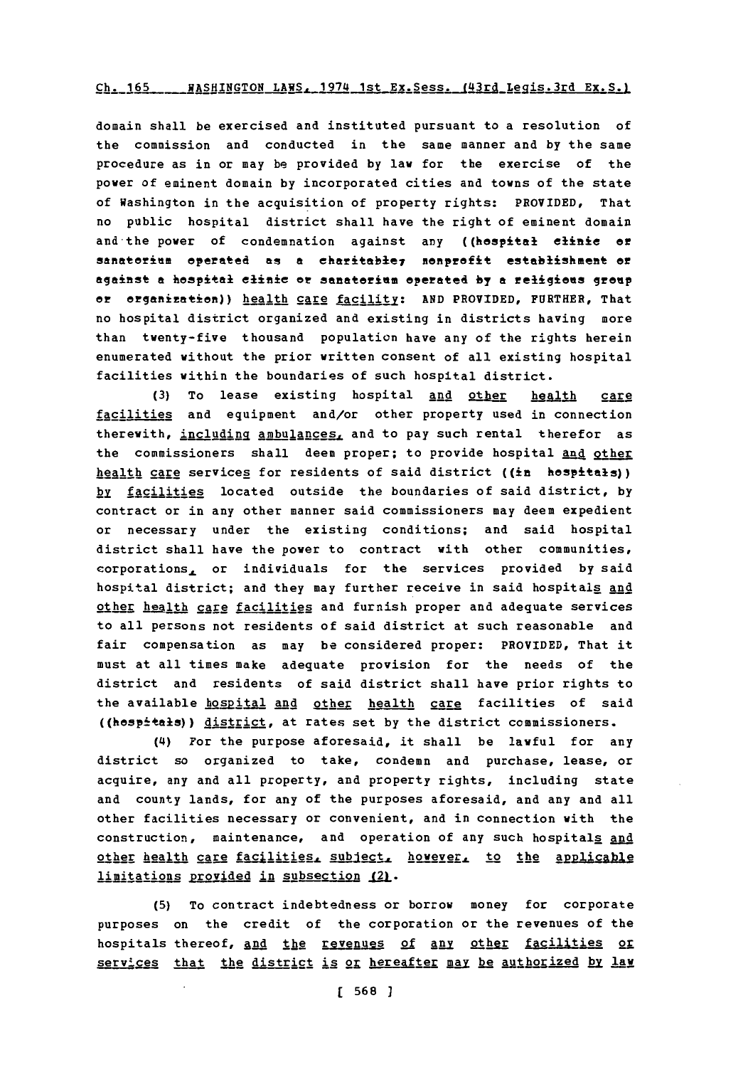domain shall be exercised and instituted pursuant to a resolution of the commission and conducted in the same manner and by the same procedure as in or may be provided by law for the exercise of the power of eminent domain by incorporated cities and towns of the state of Washington in the acquisition of property rights: PROVIDED, That no public hospital district shall have the right of eminent domain and the power of condemnation against any ((hospital clinic or sanatorium operated as a charitable, nonprofit establishment or against a hospital clinic or sanatorium operated by a religious group or organization)) health care facility: AND PROVIDED, FURTHER, That no hospital district organized and existing in districts having more than twenty-five thousand population have any of the rights herein enumerated without the prior written consent of all existing hospital facilities within the boundaries of such hospital district.

(3) To lease existing hospital and other health care facilities and equipment and/or other property used in connection therewith, including ambulances, and to pay such rental therefor as the commissioners shall deem proper; to provide hospital and other health care services for residents of said district ((in hospitals)) by facilities located outside the boundaries of said district, by contract or in any other manner said commissioners may deem expedient or necessary under the existing conditions; and said hospital district shall have the power to contract with other communities, corporations, or individuals for the services provided by said hospital district; and they may further receive in said hospitals and other health care facilities and furnish proper and adequate services to all persons not residents of said district at such reasonable and fair compensation as may be considered proper: PROVIDED, That it must at all times make adequate provision for the needs of the district and residents of said district shall have prior rights to the available hospital and other health care facilities of said ((hospitals)) district, at rates set by the district commissioners.

(4) For the purpose aforesaid, it shall be lawful for any district so organized to take, condemn and purchase, lease, or acquire, any and all property, and property rights, including state and county lands, for any of the purposes aforesaid, and any and all other facilities necessary or convenient, and in connection with the construction, maintenance, and operation of any such hospitals and other health care facilities, subject, however, to the applicable limitations provided in subsection (2).

(5) To contract indebtedness or borrow money for corporate purposes on the credit of the corporation or the revenues of the hospitals thereof, and the revenues of any other facilities or services that the district is or hereafter may be authorized by law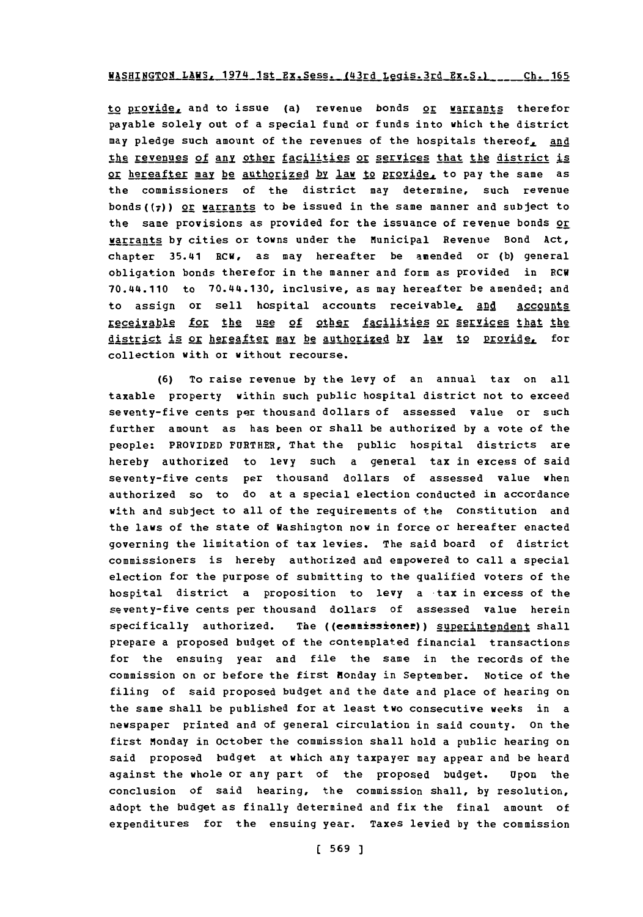to provide, and to issue (a) revenue bonds or warrants therefor payable solely out of a special fund or funds into which the district may pledge such amount of the revenues of the hospitals thereof, and the revenues of any other facilities or services that the district is or hereafter may be authorized by law to provide, to pay the same as the commissioners of the district may determine, such revenue bonds((,)) or warrants to be issued in the same manner and subject to the same provisions as provided for the issuance of revenue bonds or warrants by cities or towns under the Municipal Revenue Bond Act, chapter 35.41 RCW, as may hereafter be amended or (b) general obligation bonds therefor in the manner and form as provided in RCW 70.44.110 to 70.44.130, inclusive, as may hereafter be amended; and to assign or sell hospital accounts receivable, and accounts receivable for the use of other facilities or services that the district is or hereafter may be authorized by law to provide, for collection with or without recourse.

(6) To raise revenue by the levy of an annual tax on all taxable property within such public hospital district not to exceed seventy-five cents per thousand dollars of assessed value or such further amount as has been or shall be authorized by a vote of the people: PROVIDED FURTHER, That the public hospital districts are hereby authorized to levy such a general tax in excess of said seventy-five cents per thousand dollars of assessed value when authorized so to do at a special election conducted in accordance with and subject to all of the requirements of the Constitution and the laws of the state of Washington now in force or hereafter enacted governing the limitation of tax levies. The said board of district commissioners is hereby authorized and empowered to call a special election for the purpose of submitting to the qualified voters of the hospital district a proposition to levy a tax in excess of the seventy-five cents per thousand dollars of assessed value herein specifically authorized. The ((commissioner)) superintendent shall prepare a proposed budget of the contemplated financial transactions for the ensuing year and file the same in the records of the commission on or before the first Monday in September. Notice of the filing of said proposed budget and the date and place of hearing on the same shall be published for at least two consecutive weeks in a newspaper printed and of general circulation in said county. On the first Monday in October the commission shall hold a public hearing on said proposed budget at which any taxpayer may appear and be heard against the whole or any part of the proposed budget. Upon the conclusion of said hearing, the commission shall, by resolution, adopt the budget as finally determined and fix the final amount of expenditures for the ensuing year. Taxes levied by the commission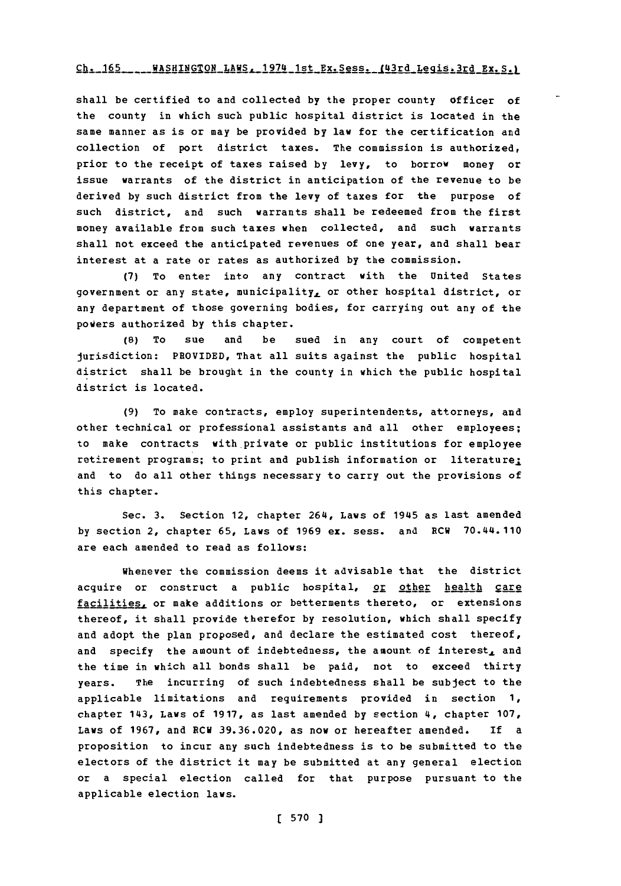shall be certified to and collected by the proper county officer of the county in which such public hospital district is located in the same manner as is or may be provided by law for the certification and collection of port district taxes. The commission is authorized, prior to the receipt of taxes raised by levy, to borrow money or issue warrants of the district in anticipation of the revenue to be derived by such district from the levy of taxes for the purpose of such district, and such warrants shall be redeemed from the first money available from such taxes when collected, and such warrants shall not exceed the anticipated revenues of one year, and shall bear interest at a rate or rates as authorized by the commission.

(7) To enter into any contract with the United States government or any state, municipality, or other hospital district, or any department of those governing bodies, for carrying out any of the powers authorized by this chapter.

(8) To sue and be sued in any court of competent jurisdiction: PROVIDED, That all suits against the public hospital district shall be brought in the county in which the public hospital district is located.

(9) To make contracts, employ superintendents, attorneys, and other technical or professional assistants and all other employees; to make contracts with private or public institutions for employee retirement programs; to print and publish information or literature; and to do all other things necessary to carry out the provisions of this chapter.

Sec. 3. Section 12, chapter 264, Laws of 1945 as last amended by section 2, chapter 65, Laws of 1969 ex. sess. and RCW 70.44.110 are each amended to read as follows:

Whenever the commission deems it advisable that the district acquire or construct a public hospital, or other health care facilities, or make additions or betterments thereto, or extensions thereof, it shall provide therefor by resolution, which shall specify and adopt the plan proposed, and declare the estimated cost thereof, and specify the amount of indebtedness, the amount of interest, and the time in which all bonds shall be paid, not to exceed thirty years. The incurring of such indebtedness shall be subject to the applicable limitations and requirements provided in section 1, chapter 143, Laws of 1917, as last amended by section 4, chapter 107, Laws of 1967, and RCW 39.36.020, as now or hereafter amended. If a proposition to incur any such indebtedness is to be submitted to the electors of the district it may be submitted at any general election or a special election called for that purpose pursuant to the applicable election laws.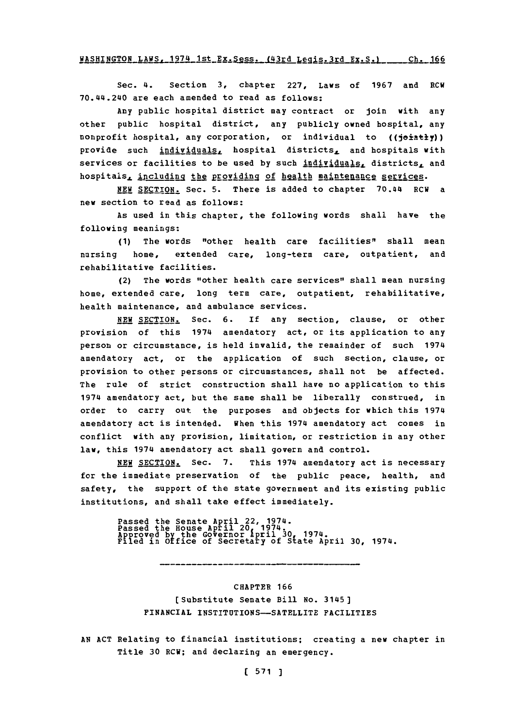Sec. 4. Section 3, chapter 227, Laws of 1967 and RCW 70.44.240 are each amended to read as follows:

Any public hospital district may contract or join with any other public hospital district, any publicly owned hospital, any nonprofit hospital, any corporation, or individual to ((jointly)) provide such individuals, hospital districts, and hospitals with services or facilities to be used by such individuals, districts, and hospitals, including the providing of health maintenance services.

NEW SECTION. Sec. 5. There is added to chapter 70.44 RCW a new section to read as follows:

As used in this chapter, the following words shall have the following meanings:

(1) The words "other health care facilities" shall mean nursing home, extended care, long-term care, outpatient, and rehabilitative facilities.

(2) The words "other health care services" shall mean nursing home, extended care, long term care, outpatient, rehabilitative, health maintenance, and ambulance services.

NEW SECTION. Sec. 6. If any section, clause, or other provision of this 1974 amendatory act, or its application to any person or circumstance, is held invalid, the remainder of such 1974 amendatory act, or the application of such section, clause, or provision to other persons or circumstances, shall not be affected. The rule of strict construction shall have no application to this 1974 amendatory act, but the same shall be liberally construed, in order to carry out the purposes and objects for which this 1974 amendatory act is intended. When this 1974 amendatory act comes in conflict with any provision, limitation, or restriction in any other law, this 1974 amendatory act shall govern and control.

NEW SECTION. Sec. 7. This 1974 amendatory act is necessary for the immediate preservation of the public peace, health, and safety, the support of the state government and its existing public institutions, and shall take effect immediately.

Passed the Senate April 22, 1974.
Passed the House April 20, 1974.
Approved by the Governor April 30, 1974.
Filed in Office of Secretary of State April 30, 1974.

---

## CHAPTER 166

[Substitute Senate Bill No. 3145]

FINANCIAL INSTITUTIONS—SATELLITE FACILITIES

AN ACT Relating to financial institutions; creating a new chapter in Title 30 RCW; and declaring an emergency.